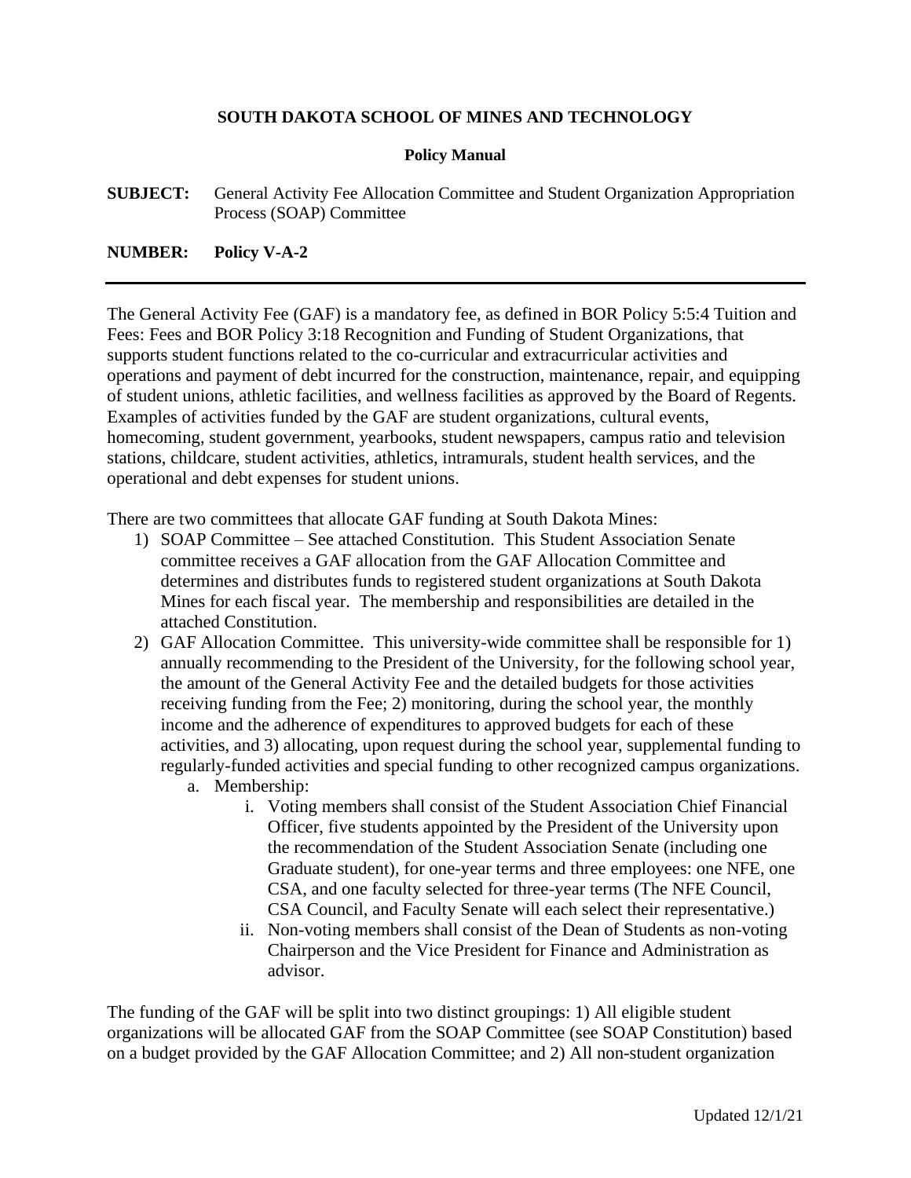**SOUTH DAKOTA SCHOOL OF MINES AND TECHNOLOGY**

**Policy Manual**

**SUBJECT:** General Activity Fee Allocation Committee and Student Organization Appropriation Process (SOAP) Committee

**NUMBER: Policy V-A-2**

---

The General Activity Fee (GAF) is a mandatory fee, as defined in BOR Policy 5:5:4 Tuition and Fees: Fees and BOR Policy 3:18 Recognition and Funding of Student Organizations, that supports student functions related to the co-curricular and extracurricular activities and operations and payment of debt incurred for the construction, maintenance, repair, and equipping of student unions, athletic facilities, and wellness facilities as approved by the Board of Regents. Examples of activities funded by the GAF are student organizations, cultural events, homecoming, student government, yearbooks, student newspapers, campus ratio and television stations, childcare, student activities, athletics, intramurals, student health services, and the operational and debt expenses for student unions.

There are two committees that allocate GAF funding at South Dakota Mines:

1) SOAP Committee – See attached Constitution. This Student Association Senate committee receives a GAF allocation from the GAF Allocation Committee and determines and distributes funds to registered student organizations at South Dakota Mines for each fiscal year. The membership and responsibilities are detailed in the attached Constitution.
2) GAF Allocation Committee. This university-wide committee shall be responsible for 1) annually recommending to the President of the University, for the following school year, the amount of the General Activity Fee and the detailed budgets for those activities receiving funding from the Fee; 2) monitoring, during the school year, the monthly income and the adherence of expenditures to approved budgets for each of these activities, and 3) allocating, upon request during the school year, supplemental funding to regularly-funded activities and special funding to other recognized campus organizations.
    a. Membership:
        i. Voting members shall consist of the Student Association Chief Financial Officer, five students appointed by the President of the University upon the recommendation of the Student Association Senate (including one Graduate student), for one-year terms and three employees: one NFE, one CSA, and one faculty selected for three-year terms (The NFE Council, CSA Council, and Faculty Senate will each select their representative.)
        ii. Non-voting members shall consist of the Dean of Students as non-voting Chairperson and the Vice President for Finance and Administration as advisor.

The funding of the GAF will be split into two distinct groupings: 1) All eligible student organizations will be allocated GAF from the SOAP Committee (see SOAP Constitution) based on a budget provided by the GAF Allocation Committee; and 2) All non-student organization

Updated 12/1/21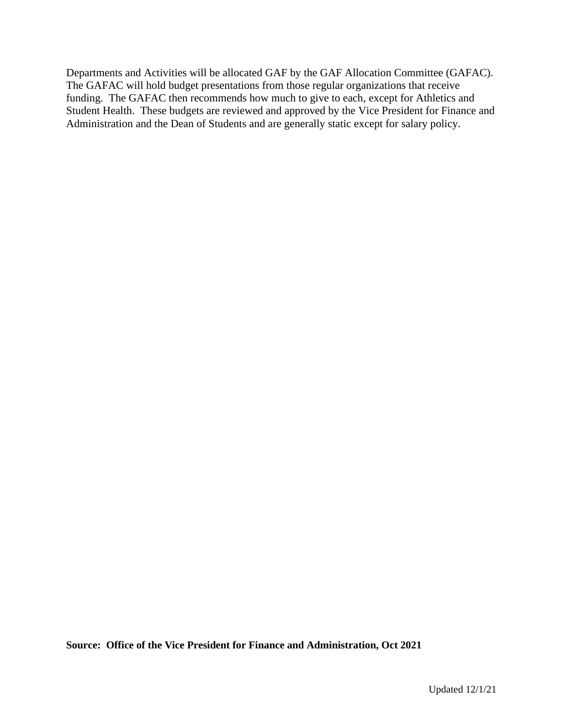Departments and Activities will be allocated GAF by the GAF Allocation Committee (GAFAC). The GAFAC will hold budget presentations from those regular organizations that receive funding. The GAFAC then recommends how much to give to each, except for Athletics and Student Health. These budgets are reviewed and approved by the Vice President for Finance and Administration and the Dean of Students and are generally static except for salary policy.

**Source: Office of the Vice President for Finance and Administration, Oct 2021**

Updated 12/1/21